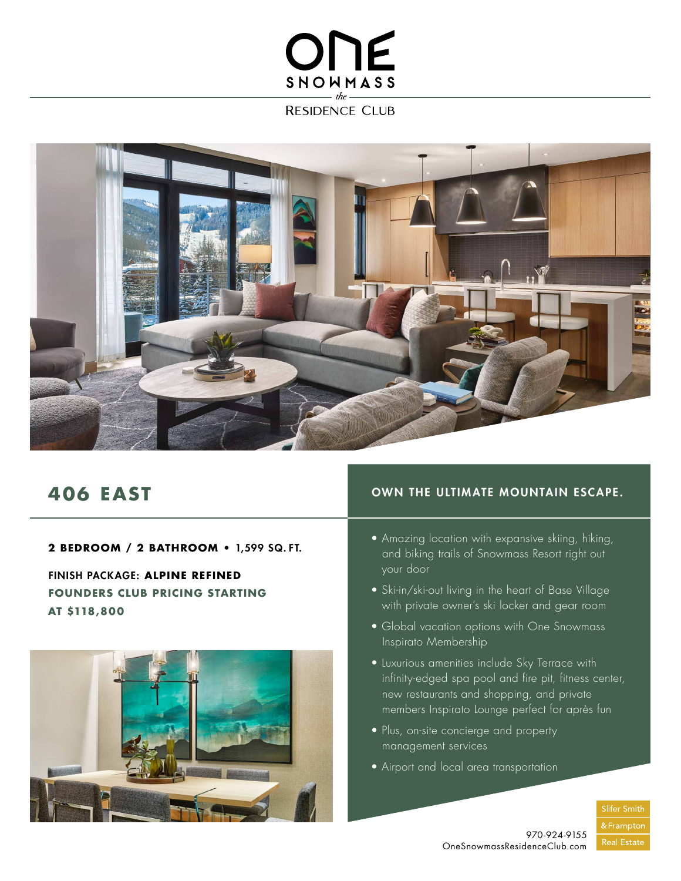# ONE SNOWMASS

*the*

RESIDENCE CLUB

## 406 EAST

**2 BEDROOM / 2 BATHROOM** • 1,599 SQ. FT.

FINISH PACKAGE: **ALPINE REFINED**

**FOUNDERS CLUB PRICING STARTING AT $118,800**

## OWN THE ULTIMATE MOUNTAIN ESCAPE.

- Amazing location with expansive skiing, hiking, and biking trails of Snowmass Resort right out your door
- Ski-in/ski-out living in the heart of Base Village with private owner's ski locker and gear room
- Global vacation options with One Snowmass Inspirato Membership
- Luxurious amenities include Sky Terrace with infinity-edged spa pool and fire pit, fitness center, new restaurants and shopping, and private members Inspirato Lounge perfect for après fun
- Plus, on-site concierge and property management services
- Airport and local area transportation

970-924-9155
OneSnowmassResidenceClub.com

Slifer Smith & Frampton Real Estate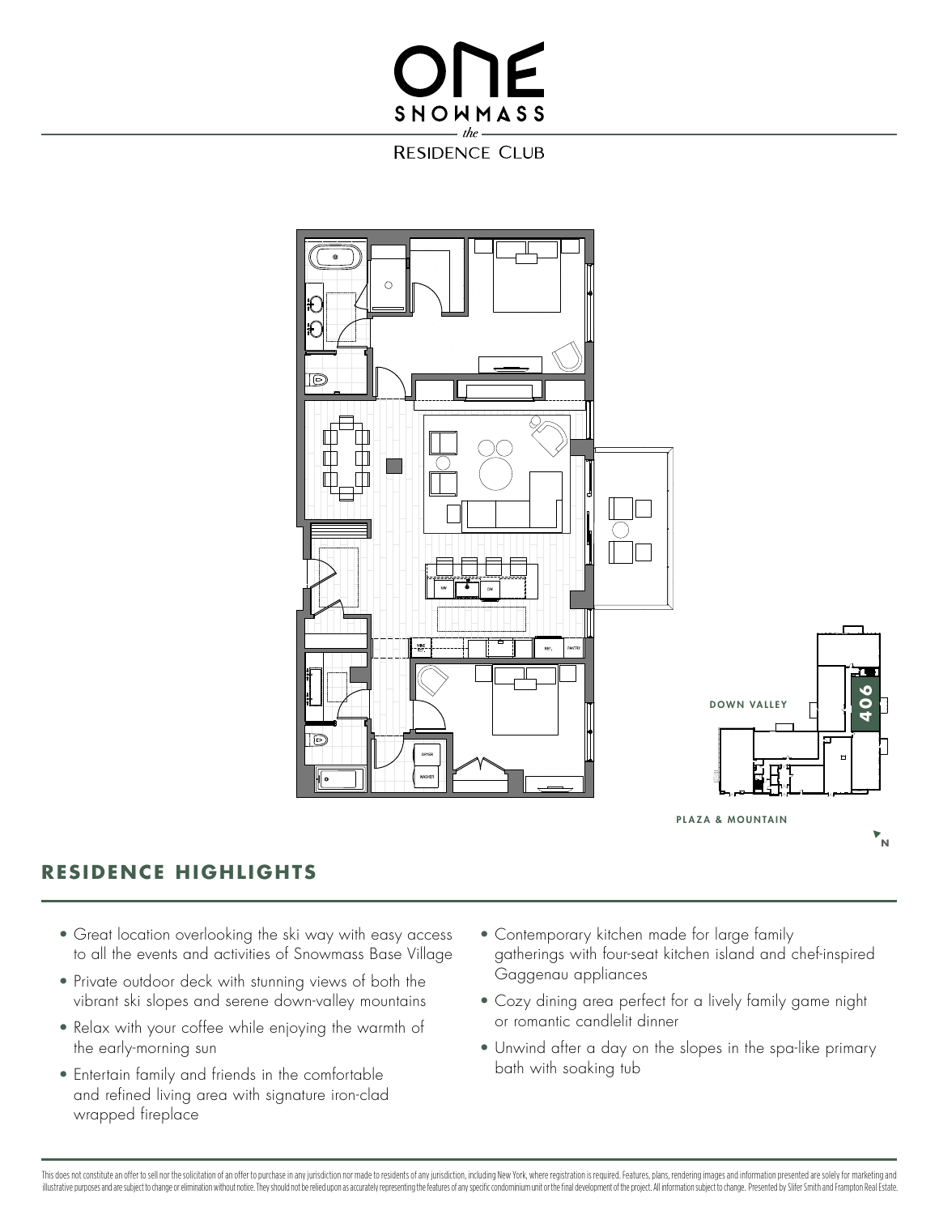# ONE SNOWMASS

*the*

RESIDENCE CLUB

DOWN VALLEY

406

PLAZA & MOUNTAIN

N

## RESIDENCE HIGHLIGHTS

- Great location overlooking the ski way with easy access to all the events and activities of Snowmass Base Village
- Private outdoor deck with stunning views of both the vibrant ski slopes and serene down-valley mountains
- Relax with your coffee while enjoying the warmth of the early-morning sun
- Entertain family and friends in the comfortable and refined living area with signature iron-clad wrapped fireplace
- Contemporary kitchen made for large family gatherings with four-seat kitchen island and chef-inspired Gaggenau appliances
- Cozy dining area perfect for a lively family game night or romantic candlelit dinner
- Unwind after a day on the slopes in the spa-like primary bath with soaking tub

This does not constitute an offer to sell nor the solicitation of an offer to purchase in any jurisdiction nor made to residents of any jurisdiction, including New York, where registration is required. Features, plans, rendering images and information presented are solely for marketing and illustrative purposes and are subject to change or elimination without notice. They should not be relied upon as accurately representing the features of any specific condominium unit or the final development of the project. All information subject to change. Presented by Slifer Smith and Frampton Real Estate.